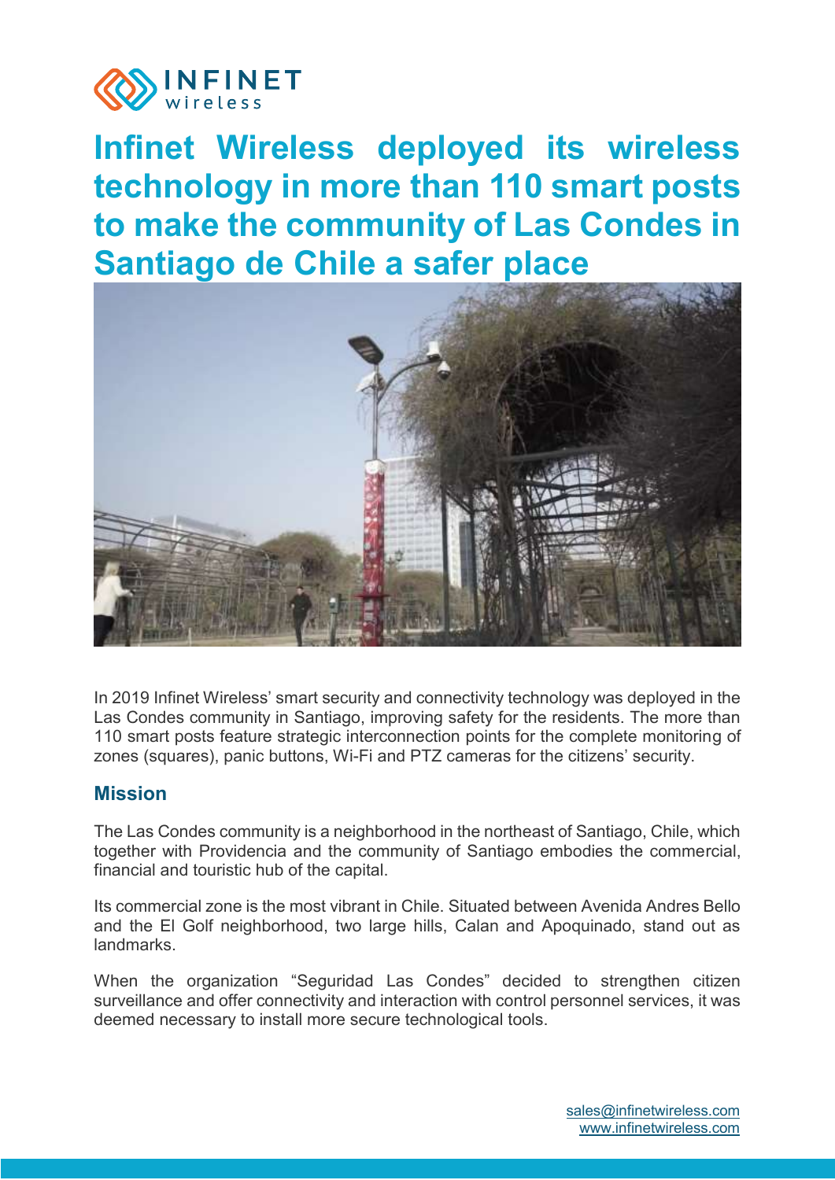# Infinet Wireless deployed its wireless technology in more than 110 smart posts to make the community of Las Condes in Santiago de Chile a safer place

In 2019 Infinet Wireless' smart security and connectivity technology was deployed in the Las Condes community in Santiago, improving safety for the residents. The more than 110 smart posts feature strategic interconnection points for the complete monitoring of zones (squares), panic buttons, Wi-Fi and PTZ cameras for the citizens' security.

## Mission

The Las Condes community is a neighborhood in the northeast of Santiago, Chile, which together with Providencia and the community of Santiago embodies the commercial, financial and touristic hub of the capital.

Its commercial zone is the most vibrant in Chile. Situated between Avenida Andres Bello and the El Golf neighborhood, two large hills, Calan and Apoquinado, stand out as landmarks.

When the organization "Seguridad Las Condes" decided to strengthen citizen surveillance and offer connectivity and interaction with control personnel services, it was deemed necessary to install more secure technological tools.

sales@infinetwireless.com
www.infinetwireless.com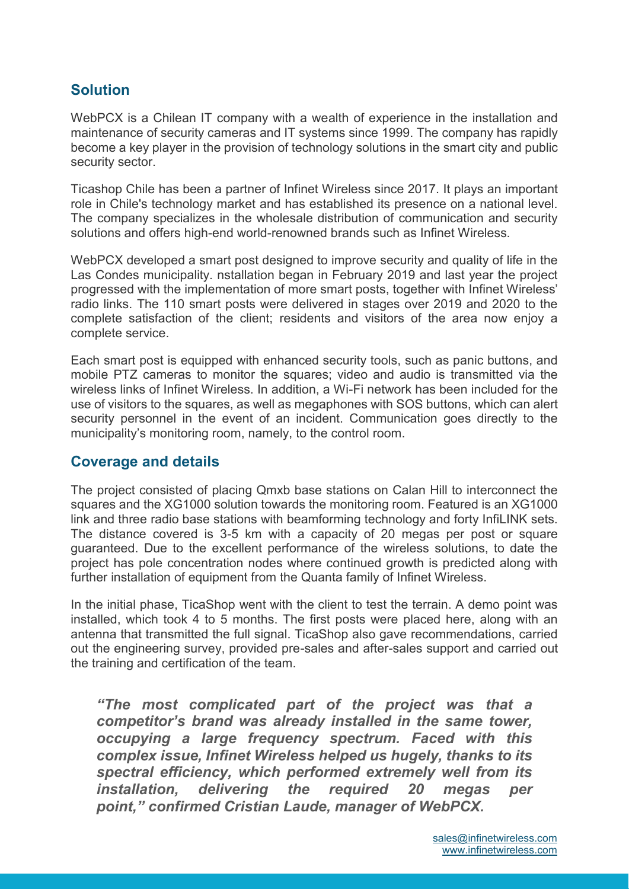## Solution

WebPCX is a Chilean IT company with a wealth of experience in the installation and maintenance of security cameras and IT systems since 1999. The company has rapidly become a key player in the provision of technology solutions in the smart city and public security sector.

Ticashop Chile has been a partner of Infinet Wireless since 2017. It plays an important role in Chile's technology market and has established its presence on a national level. The company specializes in the wholesale distribution of communication and security solutions and offers high-end world-renowned brands such as Infinet Wireless.

WebPCX developed a smart post designed to improve security and quality of life in the Las Condes municipality. nstallation began in February 2019 and last year the project progressed with the implementation of more smart posts, together with Infinet Wireless' radio links. The 110 smart posts were delivered in stages over 2019 and 2020 to the complete satisfaction of the client; residents and visitors of the area now enjoy a complete service.

Each smart post is equipped with enhanced security tools, such as panic buttons, and mobile PTZ cameras to monitor the squares; video and audio is transmitted via the wireless links of Infinet Wireless. In addition, a Wi-Fi network has been included for the use of visitors to the squares, as well as megaphones with SOS buttons, which can alert security personnel in the event of an incident. Communication goes directly to the municipality's monitoring room, namely, to the control room.

## Coverage and details

The project consisted of placing Qmxb base stations on Calan Hill to interconnect the squares and the XG1000 solution towards the monitoring room. Featured is an XG1000 link and three radio base stations with beamforming technology and forty InfiLINK sets. The distance covered is 3-5 km with a capacity of 20 megas per post or square guaranteed. Due to the excellent performance of the wireless solutions, to date the project has pole concentration nodes where continued growth is predicted along with further installation of equipment from the Quanta family of Infinet Wireless.

In the initial phase, TicaShop went with the client to test the terrain. A demo point was installed, which took 4 to 5 months. The first posts were placed here, along with an antenna that transmitted the full signal. TicaShop also gave recommendations, carried out the engineering survey, provided pre-sales and after-sales support and carried out the training and certification of the team.

> ***"The most complicated part of the project was that a competitor's brand was already installed in the same tower, occupying a large frequency spectrum. Faced with this complex issue, Infinet Wireless helped us hugely, thanks to its spectral efficiency, which performed extremely well from its installation, delivering the required 20 megas per point," confirmed Cristian Laude, manager of WebPCX.***

sales@infinetwireless.com
www.infinetwireless.com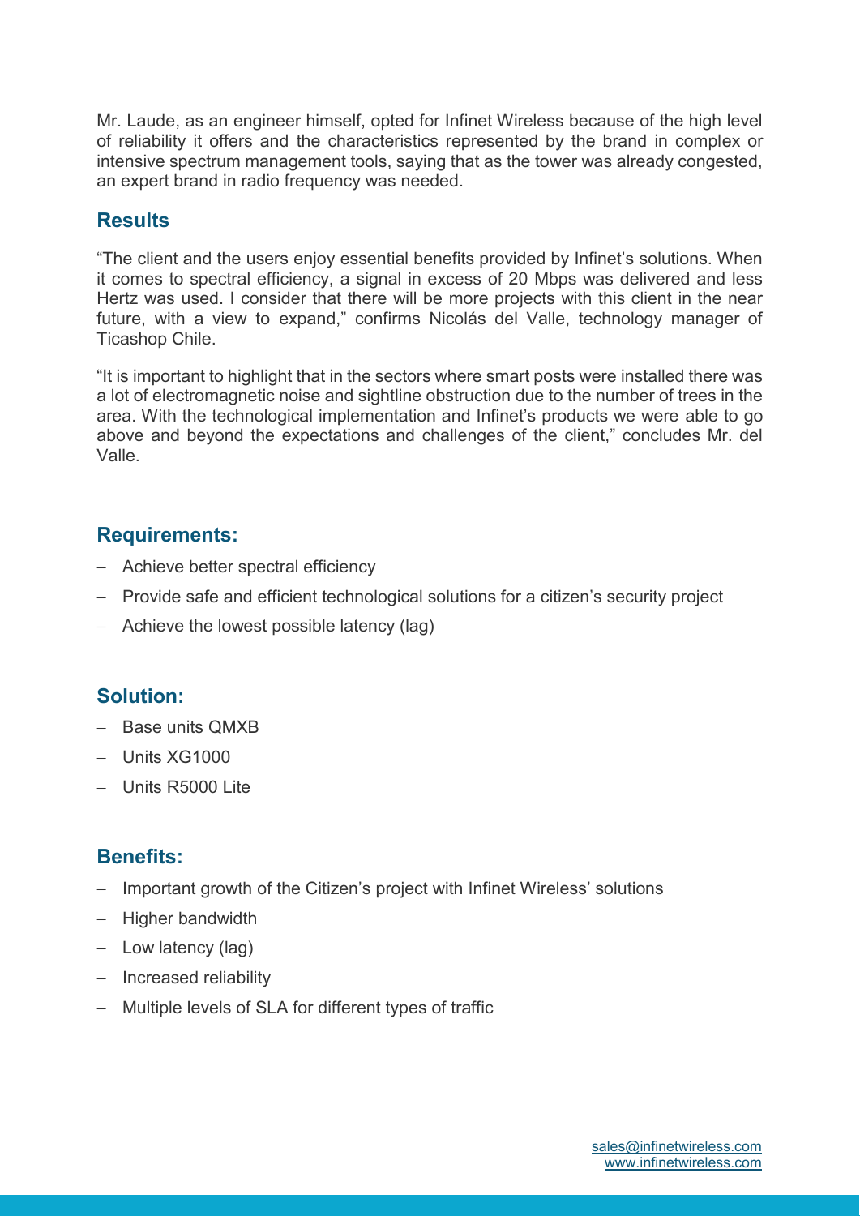Mr. Laude, as an engineer himself, opted for Infinet Wireless because of the high level of reliability it offers and the characteristics represented by the brand in complex or intensive spectrum management tools, saying that as the tower was already congested, an expert brand in radio frequency was needed.

## Results

"The client and the users enjoy essential benefits provided by Infinet's solutions. When it comes to spectral efficiency, a signal in excess of 20 Mbps was delivered and less Hertz was used. I consider that there will be more projects with this client in the near future, with a view to expand," confirms Nicolás del Valle, technology manager of Ticashop Chile.

"It is important to highlight that in the sectors where smart posts were installed there was a lot of electromagnetic noise and sightline obstruction due to the number of trees in the area. With the technological implementation and Infinet's products we were able to go above and beyond the expectations and challenges of the client," concludes Mr. del Valle.

## Requirements:

- Achieve better spectral efficiency
- Provide safe and efficient technological solutions for a citizen's security project
- Achieve the lowest possible latency (lag)

## Solution:

- Base units QMXB
- Units XG1000
- Units R5000 Lite

## Benefits:

- Important growth of the Citizen's project with Infinet Wireless' solutions
- Higher bandwidth
- Low latency (lag)
- Increased reliability
- Multiple levels of SLA for different types of traffic

sales@infinetwireless.com
www.infinetwireless.com